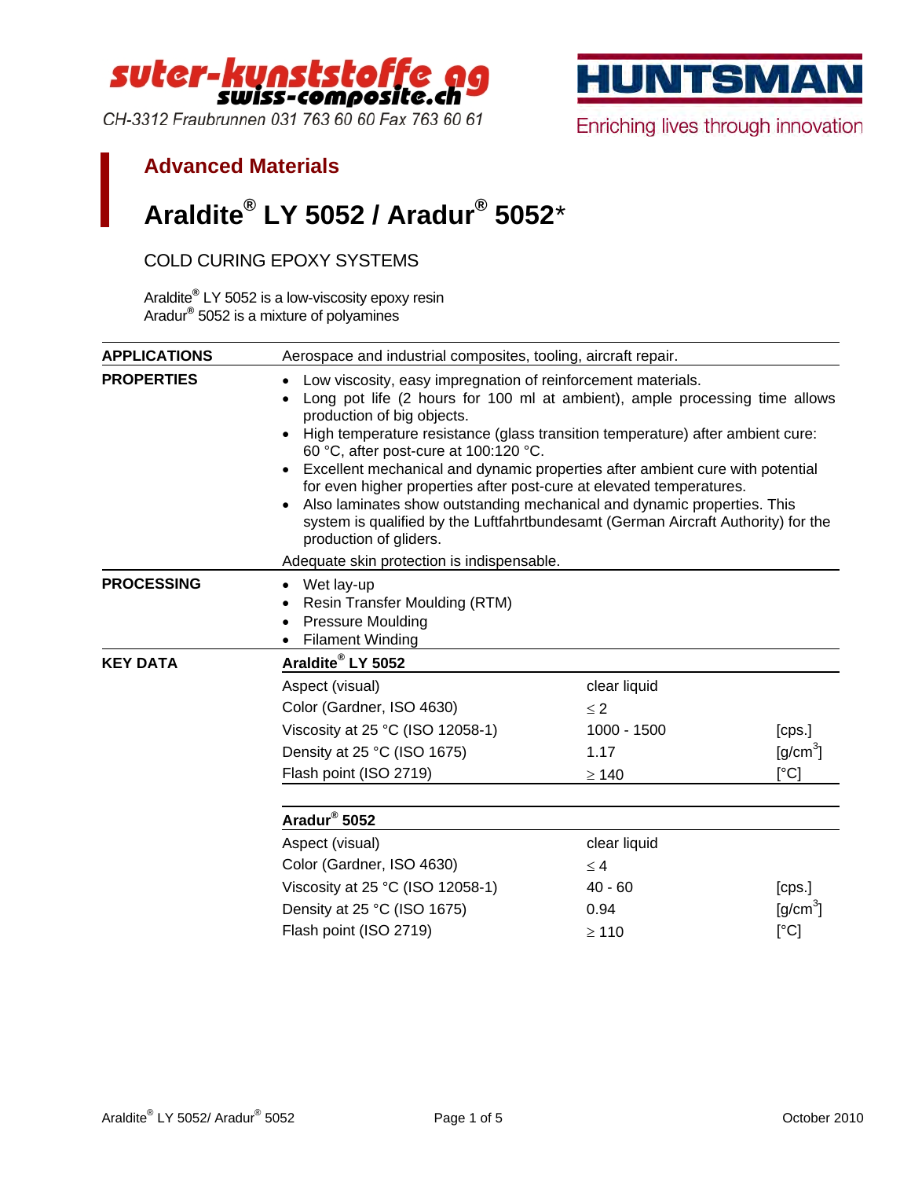suter-kunststoffe ag
swiss-composite.ch
CH-3312 Fraubrunnen 031 763 60 60 Fax 763 60 61

HUNTSMAN
Enriching lives through innovation

## Advanced Materials

# Araldite® LY 5052 / Aradur® 5052*

COLD CURING EPOXY SYSTEMS

Araldite® LY 5052 is a low-viscosity epoxy resin
Aradur® 5052 is a mixture of polyamines

**APPLICATIONS**

Aerospace and industrial composites, tooling, aircraft repair.

**PROPERTIES**

- Low viscosity, easy impregnation of reinforcement materials.
- Long pot life (2 hours for 100 ml at ambient), ample processing time allows production of big objects.
- High temperature resistance (glass transition temperature) after ambient cure: 60 °C, after post-cure at 100:120 °C.
- Excellent mechanical and dynamic properties after ambient cure with potential for even higher properties after post-cure at elevated temperatures.
- Also laminates show outstanding mechanical and dynamic properties. This system is qualified by the Luftfahrtbundesamt (German Aircraft Authority) for the production of gliders.

Adequate skin protection is indispensable.

**PROCESSING**

- Wet lay-up
- Resin Transfer Moulding (RTM)
- Pressure Moulding
- Filament Winding

**KEY DATA**

| **Araldite® LY 5052** | | |
|---|---|---|
| Aspect (visual) | clear liquid | |
| Color (Gardner, ISO 4630) | ≤ 2 | |
| Viscosity at 25 °C (ISO 12058-1) | 1000 - 1500 | [cps.] |
| Density at 25 °C (ISO 1675) | 1.17 | [g/cm$^3$] |
| Flash point (ISO 2719) | ≥ 140 | [°C] |

| **Aradur® 5052** | | |
|---|---|---|
| Aspect (visual) | clear liquid | |
| Color (Gardner, ISO 4630) | ≤ 4 | |
| Viscosity at 25 °C (ISO 12058-1) | 40 - 60 | [cps.] |
| Density at 25 °C (ISO 1675) | 0.94 | [g/cm$^3$] |
| Flash point (ISO 2719) | ≥ 110 | [°C] |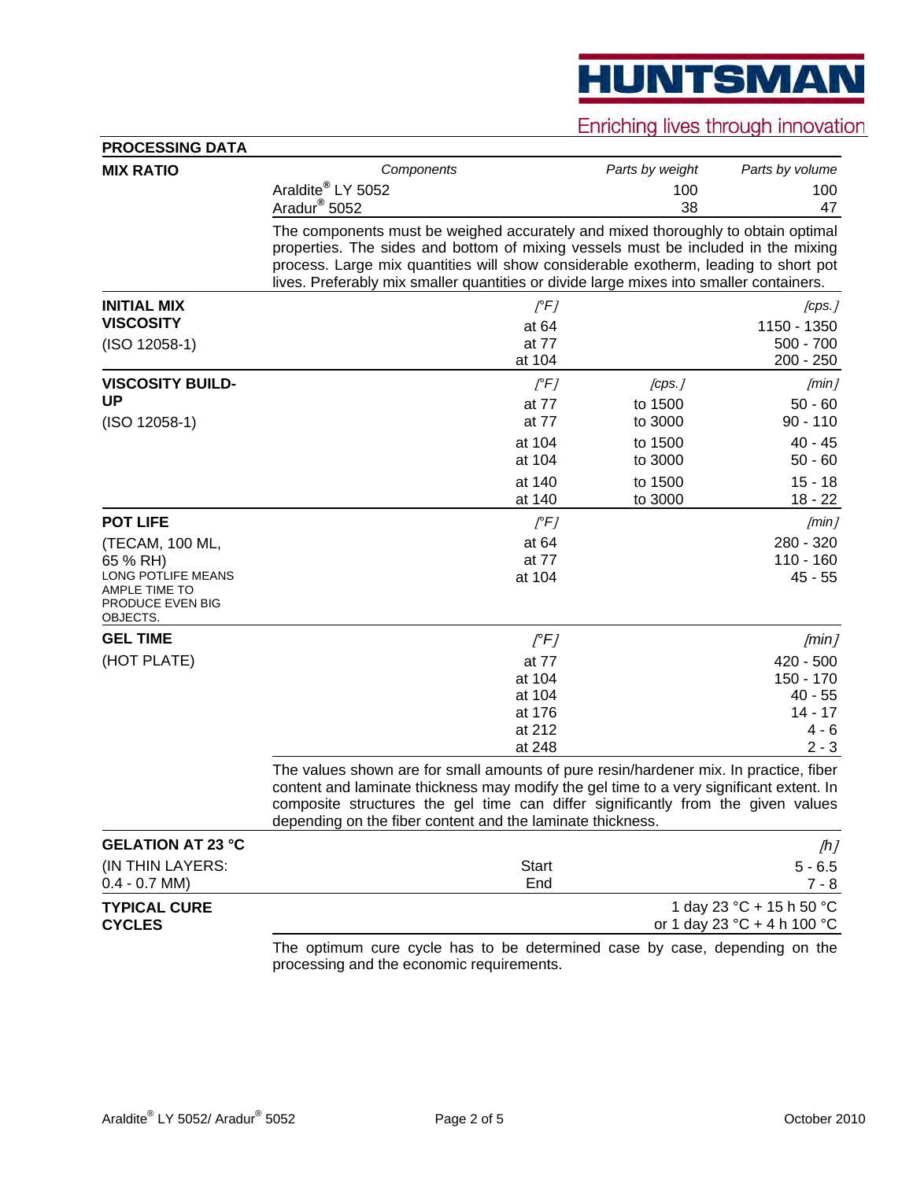## PROCESSING DATA

**MIX RATIO**

| Components | Parts by weight | Parts by volume |
|---|---|---|
| Araldite® LY 5052 | 100 | 100 |
| Aradur® 5052 | 38 | 47 |

The components must be weighed accurately and mixed thoroughly to obtain optimal properties. The sides and bottom of mixing vessels must be included in the mixing process. Large mix quantities will show considerable exotherm, leading to short pot lives. Preferably mix smaller quantities or divide large mixes into smaller containers.

**INITIAL MIX VISCOSITY**

(ISO 12058-1)

| [°F] | [cps.] |
|---|---|
| at 64 | 1150 - 1350 |
| at 77 | 500 - 700 |
| at 104 | 200 - 250 |

**VISCOSITY BUILD-UP**

(ISO 12058-1)

| [°F] | [cps.] | [min] |
|---|---|---|
| at 77 | to 1500 | 50 - 60 |
| at 77 | to 3000 | 90 - 110 |
| at 104 | to 1500 | 40 - 45 |
| at 104 | to 3000 | 50 - 60 |
| at 140 | to 1500 | 15 - 18 |
| at 140 | to 3000 | 18 - 22 |

**POT LIFE**

(TECAM, 100 ML, 65 % RH)

LONG POTLIFE MEANS AMPLE TIME TO PRODUCE EVEN BIG OBJECTS.

| [°F] | [min] |
|---|---|
| at 64 | 280 - 320 |
| at 77 | 110 - 160 |
| at 104 | 45 - 55 |

**GEL TIME**

(HOT PLATE)

| [°F] | [min] |
|---|---|
| at 77 | 420 - 500 |
| at 104 | 150 - 170 |
| at 104 | 40 - 55 |
| at 176 | 14 - 17 |
| at 212 | 4 - 6 |
| at 248 | 2 - 3 |

The values shown are for small amounts of pure resin/hardener mix. In practice, fiber content and laminate thickness may modify the gel time to a very significant extent. In composite structures the gel time can differ significantly from the given values depending on the fiber content and the laminate thickness.

**GELATION AT 23 °C**

(IN THIN LAYERS: 0.4 - 0.7 MM)

| | [h] |
|---|---|
| Start | 5 - 6.5 |
| End | 7 - 8 |

**TYPICAL CURE CYCLES**

1 day 23 °C + 15 h 50 °C
or 1 day 23 °C + 4 h 100 °C

The optimum cure cycle has to be determined case by case, depending on the processing and the economic requirements.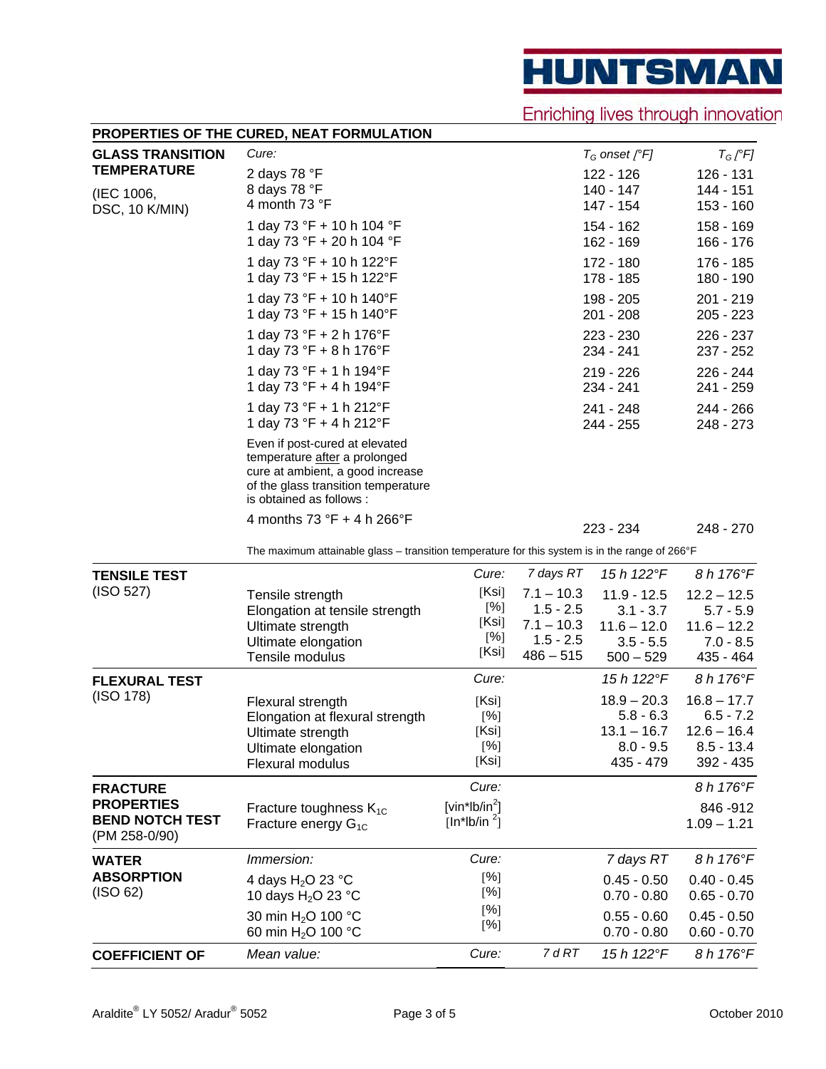## PROPERTIES OF THE CURED, NEAT FORMULATION

### GLASS TRANSITION TEMPERATURE

(IEC 1006, DSC, 10 K/MIN)

| *Cure:* | *$T_G$ onset [°F]* | *$T_G$ [°F]* |
|---|---|---|
| 2 days 78 °F | 122 - 126 | 126 - 131 |
| 8 days 78 °F | 140 - 147 | 144 - 151 |
| 4 month 73 °F | 147 - 154 | 153 - 160 |
| 1 day 73 °F + 10 h 104 °F | 154 - 162 | 158 - 169 |
| 1 day 73 °F + 20 h 104 °F | 162 - 169 | 166 - 176 |
| 1 day 73 °F + 10 h 122°F | 172 - 180 | 176 - 185 |
| 1 day 73 °F + 15 h 122°F | 178 - 185 | 180 - 190 |
| 1 day 73 °F + 10 h 140°F | 198 - 205 | 201 - 219 |
| 1 day 73 °F + 15 h 140°F | 201 - 208 | 205 - 223 |
| 1 day 73 °F + 2 h 176°F | 223 - 230 | 226 - 237 |
| 1 day 73 °F + 8 h 176°F | 234 - 241 | 237 - 252 |
| 1 day 73 °F + 1 h 194°F | 219 - 226 | 226 - 244 |
| 1 day 73 °F + 4 h 194°F | 234 - 241 | 241 - 259 |
| 1 day 73 °F + 1 h 212°F | 241 - 248 | 244 - 266 |
| 1 day 73 °F + 4 h 212°F | 244 - 255 | 248 - 273 |

Even if post-cured at elevated temperature after a prolonged cure at ambient, a good increase of the glass transition temperature is obtained as follows :

| | | |
|---|---|---|
| 4 months 73 °F + 4 h 266°F | 223 - 234 | 248 - 270 |

The maximum attainable glass – transition temperature for this system is in the range of 266°F

### TENSILE TEST

(ISO 527)

| | *Cure:* | *7 days RT* | *15 h 122°F* | *8 h 176°F* |
|---|---|---|---|---|
| Tensile strength | [Ksi] | 7.1 – 10.3 | 11.9 - 12.5 | 12.2 – 12.5 |
| Elongation at tensile strength | [%] | 1.5 - 2.5 | 3.1 - 3.7 | 5.7 - 5.9 |
| Ultimate strength | [Ksi] | 7.1 – 10.3 | 11.6 – 12.0 | 11.6 – 12.2 |
| Ultimate elongation | [%] | 1.5 - 2.5 | 3.5 - 5.5 | 7.0 - 8.5 |
| Tensile modulus | [Ksi] | 486 – 515 | 500 – 529 | 435 - 464 |

### FLEXURAL TEST

(ISO 178)

| | *Cure:* | *15 h 122°F* | *8 h 176°F* |
|---|---|---|---|
| Flexural strength | [Ksi] | 18.9 – 20.3 | 16.8 – 17.7 |
| Elongation at flexural strength | [%] | 5.8 - 6.3 | 6.5 - 7.2 |
| Ultimate strength | [Ksi] | 13.1 – 16.7 | 12.6 – 16.4 |
| Ultimate elongation | [%] | 8.0 - 9.5 | 8.5 - 13.4 |
| Flexural modulus | [Ksi] | 435 - 479 | 392 - 435 |

### FRACTURE PROPERTIES BEND NOTCH TEST

(PM 258-0/90)

| | *Cure:* | *8 h 176°F* |
|---|---|---|
| Fracture toughness $K_{1C}$ | [vin*lb/in$^2$] | 846 -912 |
| Fracture energy $G_{1C}$ | [In*lb/in $^2$] | 1.09 – 1.21 |

### WATER ABSORPTION

(ISO 62)

| *Immersion:* | *Cure:* | *7 days RT* | *8 h 176°F* |
|---|---|---|---|
| 4 days $H_2O$ 23 °C | [%] | 0.45 - 0.50 | 0.40 - 0.45 |
| 10 days $H_2O$ 23 °C | [%] | 0.70 - 0.80 | 0.65 - 0.70 |
| 30 min $H_2O$ 100 °C | [%] | 0.55 - 0.60 | 0.45 - 0.50 |
| 60 min $H_2O$ 100 °C | [%] | 0.70 - 0.80 | 0.60 - 0.70 |

### COEFFICIENT OF

| *Mean value:* | *Cure:* | *7 d RT* | *15 h 122°F* | *8 h 176°F* |
|---|---|---|---|---|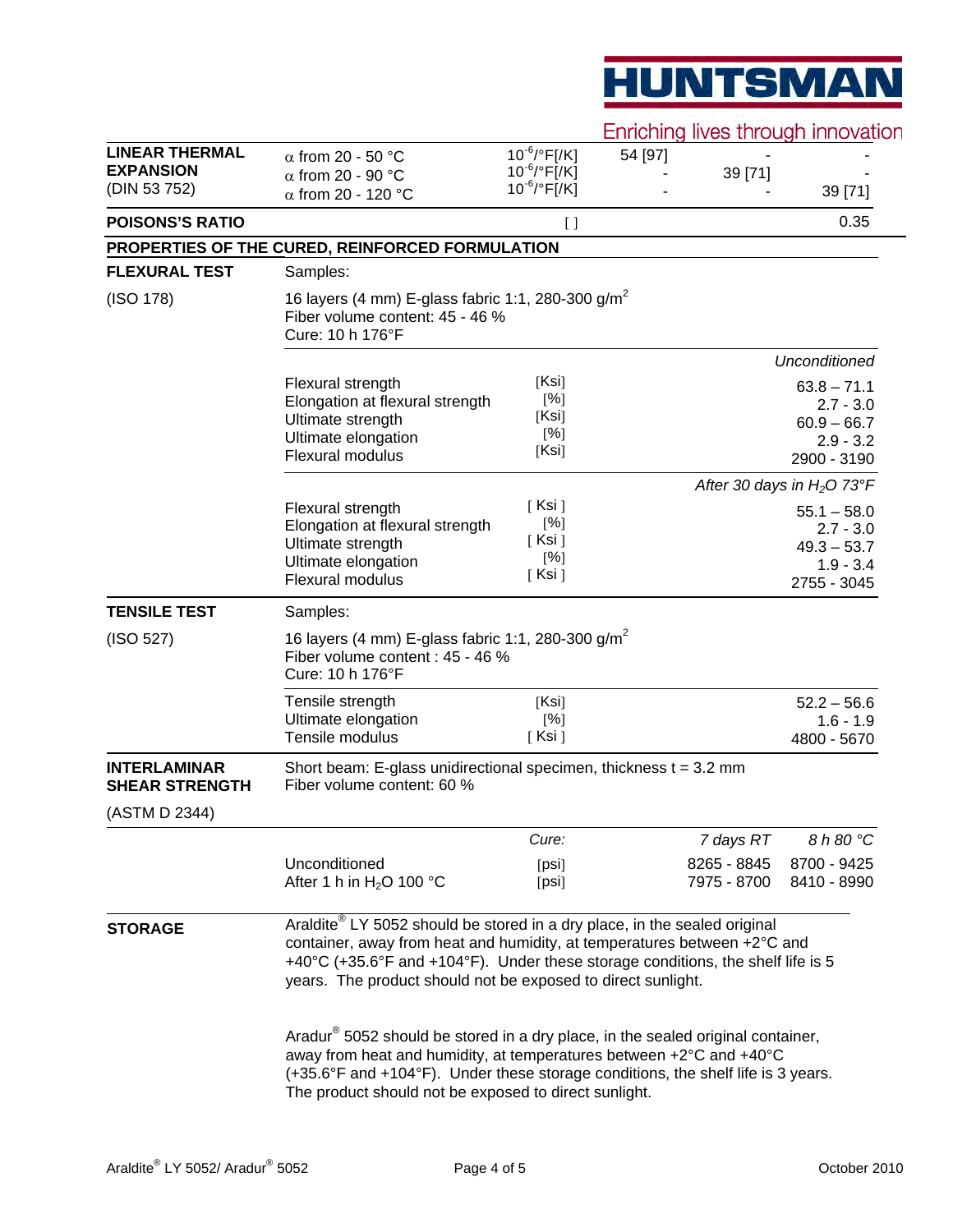| | | | | | |
|---|---|---|---|---|---|
| **LINEAR THERMAL EXPANSION** (DIN 53 752) | α from 20 - 50 °C | $10^{-6}$/°F[/K] | 54 [97] | - | - |
| | α from 20 - 90 °C | $10^{-6}$/°F[/K] | - | 39 [71] | - |
| | α from 20 - 120 °C | $10^{-6}$/°F[/K] | - | - | 39 [71] |
| **POISONS'S RATIO** | | [ ] | | | 0.35 |

## PROPERTIES OF THE CURED, REINFORCED FORMULATION

**FLEXURAL TEST** (ISO 178)

Samples:

16 layers (4 mm) E-glass fabric 1:1, 280-300 g/m$^2$
Fiber volume content: 45 - 46 %
Cure: 10 h 176°F

| | | *Unconditioned* |
|---|---|---|
| Flexural strength | [Ksi] | 63.8 – 71.1 |
| Elongation at flexural strength | [%] | 2.7 - 3.0 |
| Ultimate strength | [Ksi] | 60.9 – 66.7 |
| Ultimate elongation | [%] | 2.9 - 3.2 |
| Flexural modulus | [Ksi] | 2900 - 3190 |

| | | *After 30 days in $H_2O$ 73°F* |
|---|---|---|
| Flexural strength | [ Ksi ] | 55.1 – 58.0 |
| Elongation at flexural strength | [%] | 2.7 - 3.0 |
| Ultimate strength | [ Ksi ] | 49.3 – 53.7 |
| Ultimate elongation | [%] | 1.9 - 3.4 |
| Flexural modulus | [ Ksi ] | 2755 - 3045 |

**TENSILE TEST** (ISO 527)

Samples:

16 layers (4 mm) E-glass fabric 1:1, 280-300 g/m$^2$
Fiber volume content : 45 - 46 %
Cure: 10 h 176°F

| | | |
|---|---|---|
| Tensile strength | [Ksi] | 52.2 – 56.6 |
| Ultimate elongation | [%] | 1.6 - 1.9 |
| Tensile modulus | [ Ksi ] | 4800 - 5670 |

**INTERLAMINAR SHEAR STRENGTH** (ASTM D 2344)

Short beam: E-glass unidirectional specimen, thickness t = 3.2 mm
Fiber volume content: 60 %

| | *Cure:* | *7 days RT* | *8 h 80 °C* |
|---|---|---|---|
| Unconditioned | [psi] | 8265 - 8845 | 8700 - 9425 |
| After 1 h in $H_2O$ 100 °C | [psi] | 7975 - 8700 | 8410 - 8990 |

**STORAGE**

Araldite® LY 5052 should be stored in a dry place, in the sealed original container, away from heat and humidity, at temperatures between +2°C and +40°C (+35.6°F and +104°F). Under these storage conditions, the shelf life is 5 years. The product should not be exposed to direct sunlight.

Aradur® 5052 should be stored in a dry place, in the sealed original container, away from heat and humidity, at temperatures between +2°C and +40°C (+35.6°F and +104°F). Under these storage conditions, the shelf life is 3 years. The product should not be exposed to direct sunlight.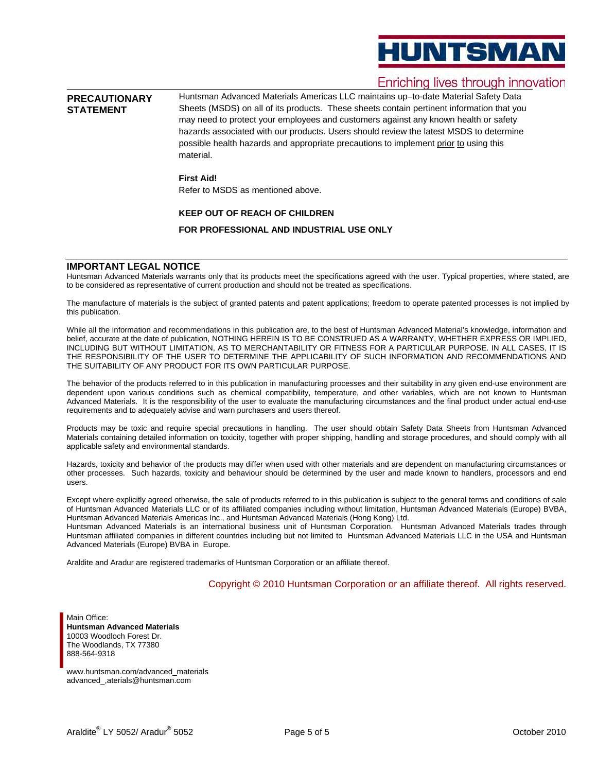## PRECAUTIONARY STATEMENT

Huntsman Advanced Materials Americas LLC maintains up–to-date Material Safety Data Sheets (MSDS) on all of its products. These sheets contain pertinent information that you may need to protect your employees and customers against any known health or safety hazards associated with our products. Users should review the latest MSDS to determine possible health hazards and appropriate precautions to implement prior to using this material.

**First Aid!**
Refer to MSDS as mentioned above.

**KEEP OUT OF REACH OF CHILDREN**

**FOR PROFESSIONAL AND INDUSTRIAL USE ONLY**

## IMPORTANT LEGAL NOTICE

Huntsman Advanced Materials warrants only that its products meet the specifications agreed with the user. Typical properties, where stated, are to be considered as representative of current production and should not be treated as specifications.

The manufacture of materials is the subject of granted patents and patent applications; freedom to operate patented processes is not implied by this publication.

While all the information and recommendations in this publication are, to the best of Huntsman Advanced Material's knowledge, information and belief, accurate at the date of publication, NOTHING HEREIN IS TO BE CONSTRUED AS A WARRANTY, WHETHER EXPRESS OR IMPLIED, INCLUDING BUT WITHOUT LIMITATION, AS TO MERCHANTABILITY OR FITNESS FOR A PARTICULAR PURPOSE. IN ALL CASES, IT IS THE RESPONSIBILITY OF THE USER TO DETERMINE THE APPLICABILITY OF SUCH INFORMATION AND RECOMMENDATIONS AND THE SUITABILITY OF ANY PRODUCT FOR ITS OWN PARTICULAR PURPOSE.

The behavior of the products referred to in this publication in manufacturing processes and their suitability in any given end-use environment are dependent upon various conditions such as chemical compatibility, temperature, and other variables, which are not known to Huntsman Advanced Materials. It is the responsibility of the user to evaluate the manufacturing circumstances and the final product under actual end-use requirements and to adequately advise and warn purchasers and users thereof.

Products may be toxic and require special precautions in handling. The user should obtain Safety Data Sheets from Huntsman Advanced Materials containing detailed information on toxicity, together with proper shipping, handling and storage procedures, and should comply with all applicable safety and environmental standards.

Hazards, toxicity and behavior of the products may differ when used with other materials and are dependent on manufacturing circumstances or other processes. Such hazards, toxicity and behaviour should be determined by the user and made known to handlers, processors and end users.

Except where explicitly agreed otherwise, the sale of products referred to in this publication is subject to the general terms and conditions of sale of Huntsman Advanced Materials LLC or of its affiliated companies including without limitation, Huntsman Advanced Materials (Europe) BVBA, Huntsman Advanced Materials Americas Inc., and Huntsman Advanced Materials (Hong Kong) Ltd.
Huntsman Advanced Materials is an international business unit of Huntsman Corporation. Huntsman Advanced Materials trades through Huntsman affiliated companies in different countries including but not limited to Huntsman Advanced Materials LLC in the USA and Huntsman Advanced Materials (Europe) BVBA in Europe.

Araldite and Aradur are registered trademarks of Huntsman Corporation or an affiliate thereof.

Copyright © 2010 Huntsman Corporation or an affiliate thereof. All rights reserved.

Main Office:
**Huntsman Advanced Materials**
10003 Woodloch Forest Dr.
The Woodlands, TX 77380
888-564-9318

www.huntsman.com/advanced_materials
advanced_,aterials@huntsman.com